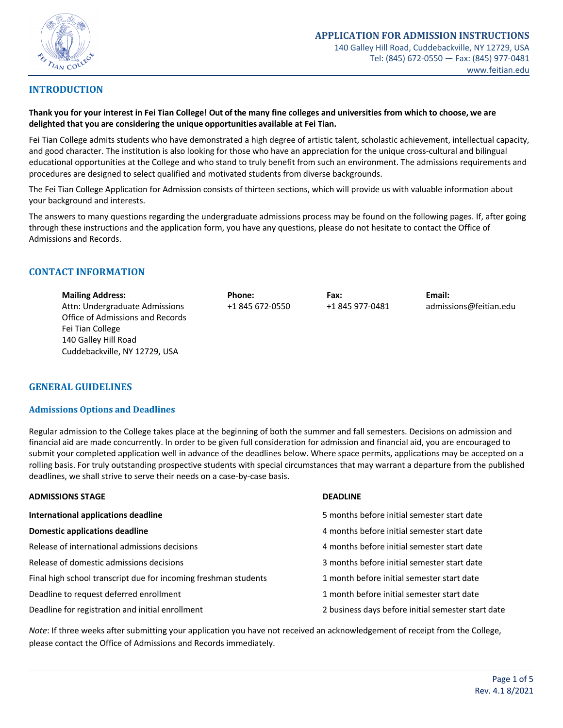# APPLICATION FOR ADMISSION INSTRUCTIONS

140 Galley Hill Road, Cuddebackville, NY 12729, USA
Tel: (845) 672-0550 — Fax: (845) 977-0481
www.feitian.edu

## INTRODUCTION

**Thank you for your interest in Fei Tian College! Out of the many fine colleges and universities from which to choose, we are delighted that you are considering the unique opportunities available at Fei Tian.**

Fei Tian College admits students who have demonstrated a high degree of artistic talent, scholastic achievement, intellectual capacity, and good character. The institution is also looking for those who have an appreciation for the unique cross-cultural and bilingual educational opportunities at the College and who stand to truly benefit from such an environment. The admissions requirements and procedures are designed to select qualified and motivated students from diverse backgrounds.

The Fei Tian College Application for Admission consists of thirteen sections, which will provide us with valuable information about your background and interests.

The answers to many questions regarding the undergraduate admissions process may be found on the following pages. If, after going through these instructions and the application form, you have any questions, please do not hesitate to contact the Office of Admissions and Records.

## CONTACT INFORMATION

**Mailing Address:**
Attn: Undergraduate Admissions
Office of Admissions and Records
Fei Tian College
140 Galley Hill Road
Cuddebackville, NY 12729, USA

**Phone:**
+1 845 672-0550

**Fax:**
+1 845 977-0481

**Email:**
admissions@feitian.edu

## GENERAL GUIDELINES

### Admissions Options and Deadlines

Regular admission to the College takes place at the beginning of both the summer and fall semesters. Decisions on admission and financial aid are made concurrently. In order to be given full consideration for admission and financial aid, you are encouraged to submit your completed application well in advance of the deadlines below. Where space permits, applications may be accepted on a rolling basis. For truly outstanding prospective students with special circumstances that may warrant a departure from the published deadlines, we shall strive to serve their needs on a case-by-case basis.

| ADMISSIONS STAGE | DEADLINE |
|---|---|
| **International applications deadline** | 5 months before initial semester start date |
| **Domestic applications deadline** | 4 months before initial semester start date |
| Release of international admissions decisions | 4 months before initial semester start date |
| Release of domestic admissions decisions | 3 months before initial semester start date |
| Final high school transcript due for incoming freshman students | 1 month before initial semester start date |
| Deadline to request deferred enrollment | 1 month before initial semester start date |
| Deadline for registration and initial enrollment | 2 business days before initial semester start date |

*Note*: If three weeks after submitting your application you have not received an acknowledgement of receipt from the College, please contact the Office of Admissions and Records immediately.

Rev. 4.1 8/2021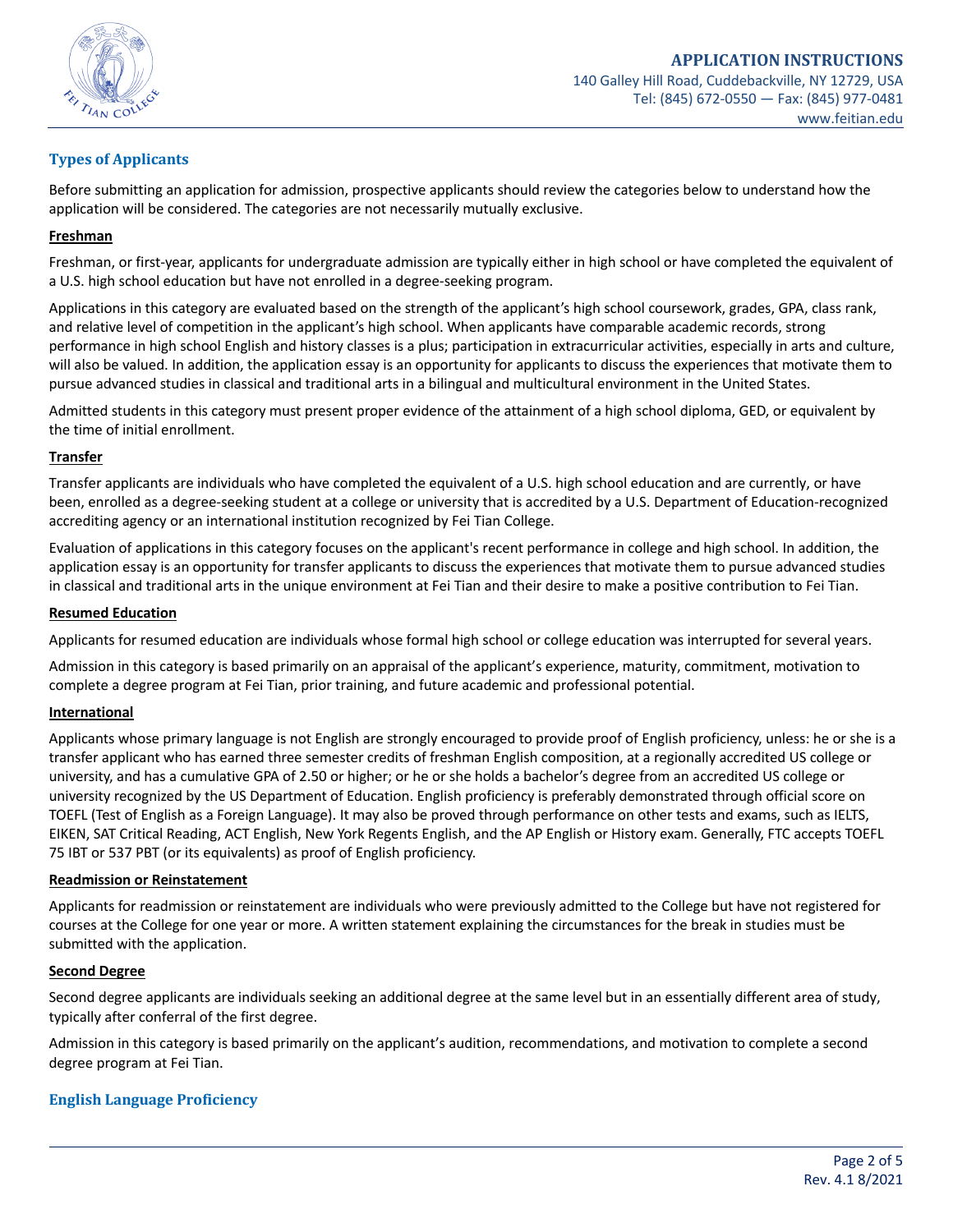## Types of Applicants

Before submitting an application for admission, prospective applicants should review the categories below to understand how the application will be considered. The categories are not necessarily mutually exclusive.

### Freshman

Freshman, or first-year, applicants for undergraduate admission are typically either in high school or have completed the equivalent of a U.S. high school education but have not enrolled in a degree-seeking program.

Applications in this category are evaluated based on the strength of the applicant's high school coursework, grades, GPA, class rank, and relative level of competition in the applicant's high school. When applicants have comparable academic records, strong performance in high school English and history classes is a plus; participation in extracurricular activities, especially in arts and culture, will also be valued. In addition, the application essay is an opportunity for applicants to discuss the experiences that motivate them to pursue advanced studies in classical and traditional arts in a bilingual and multicultural environment in the United States.

Admitted students in this category must present proper evidence of the attainment of a high school diploma, GED, or equivalent by the time of initial enrollment.

### Transfer

Transfer applicants are individuals who have completed the equivalent of a U.S. high school education and are currently, or have been, enrolled as a degree-seeking student at a college or university that is accredited by a U.S. Department of Education-recognized accrediting agency or an international institution recognized by Fei Tian College.

Evaluation of applications in this category focuses on the applicant's recent performance in college and high school. In addition, the application essay is an opportunity for transfer applicants to discuss the experiences that motivate them to pursue advanced studies in classical and traditional arts in the unique environment at Fei Tian and their desire to make a positive contribution to Fei Tian.

### Resumed Education

Applicants for resumed education are individuals whose formal high school or college education was interrupted for several years.

Admission in this category is based primarily on an appraisal of the applicant's experience, maturity, commitment, motivation to complete a degree program at Fei Tian, prior training, and future academic and professional potential.

### International

Applicants whose primary language is not English are strongly encouraged to provide proof of English proficiency, unless: he or she is a transfer applicant who has earned three semester credits of freshman English composition, at a regionally accredited US college or university, and has a cumulative GPA of 2.50 or higher; or he or she holds a bachelor's degree from an accredited US college or university recognized by the US Department of Education. English proficiency is preferably demonstrated through official score on TOEFL (Test of English as a Foreign Language). It may also be proved through performance on other tests and exams, such as IELTS, EIKEN, SAT Critical Reading, ACT English, New York Regents English, and the AP English or History exam. Generally, FTC accepts TOEFL 75 IBT or 537 PBT (or its equivalents) as proof of English proficiency.

### Readmission or Reinstatement

Applicants for readmission or reinstatement are individuals who were previously admitted to the College but have not registered for courses at the College for one year or more. A written statement explaining the circumstances for the break in studies must be submitted with the application.

### Second Degree

Second degree applicants are individuals seeking an additional degree at the same level but in an essentially different area of study, typically after conferral of the first degree.

Admission in this category is based primarily on the applicant's audition, recommendations, and motivation to complete a second degree program at Fei Tian.

## English Language Proficiency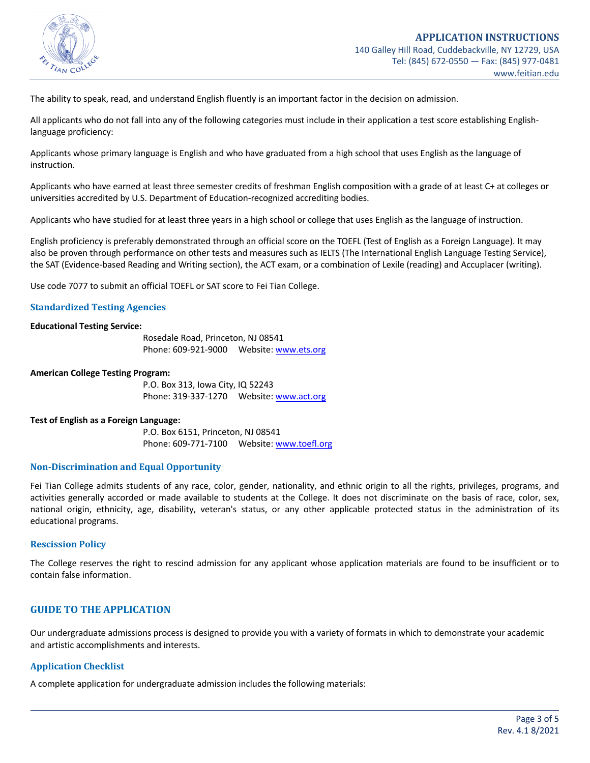The ability to speak, read, and understand English fluently is an important factor in the decision on admission.

All applicants who do not fall into any of the following categories must include in their application a test score establishing English-language proficiency:

Applicants whose primary language is English and who have graduated from a high school that uses English as the language of instruction.

Applicants who have earned at least three semester credits of freshman English composition with a grade of at least C+ at colleges or universities accredited by U.S. Department of Education-recognized accrediting bodies.

Applicants who have studied for at least three years in a high school or college that uses English as the language of instruction.

English proficiency is preferably demonstrated through an official score on the TOEFL (Test of English as a Foreign Language). It may also be proven through performance on other tests and measures such as IELTS (The International English Language Testing Service), the SAT (Evidence-based Reading and Writing section), the ACT exam, or a combination of Lexile (reading) and Accuplacer (writing).

Use code 7077 to submit an official TOEFL or SAT score to Fei Tian College.

### Standardized Testing Agencies

**Educational Testing Service:**

Rosedale Road, Princeton, NJ 08541
Phone: 609-921-9000 Website: www.ets.org

**American College Testing Program:**

P.O. Box 313, Iowa City, IQ 52243
Phone: 319-337-1270 Website: www.act.org

**Test of English as a Foreign Language:**

P.O. Box 6151, Princeton, NJ 08541
Phone: 609-771-7100 Website: www.toefl.org

### Non-Discrimination and Equal Opportunity

Fei Tian College admits students of any race, color, gender, nationality, and ethnic origin to all the rights, privileges, programs, and activities generally accorded or made available to students at the College. It does not discriminate on the basis of race, color, sex, national origin, ethnicity, age, disability, veteran's status, or any other applicable protected status in the administration of its educational programs.

### Rescission Policy

The College reserves the right to rescind admission for any applicant whose application materials are found to be insufficient or to contain false information.

## GUIDE TO THE APPLICATION

Our undergraduate admissions process is designed to provide you with a variety of formats in which to demonstrate your academic and artistic accomplishments and interests.

### Application Checklist

A complete application for undergraduate admission includes the following materials: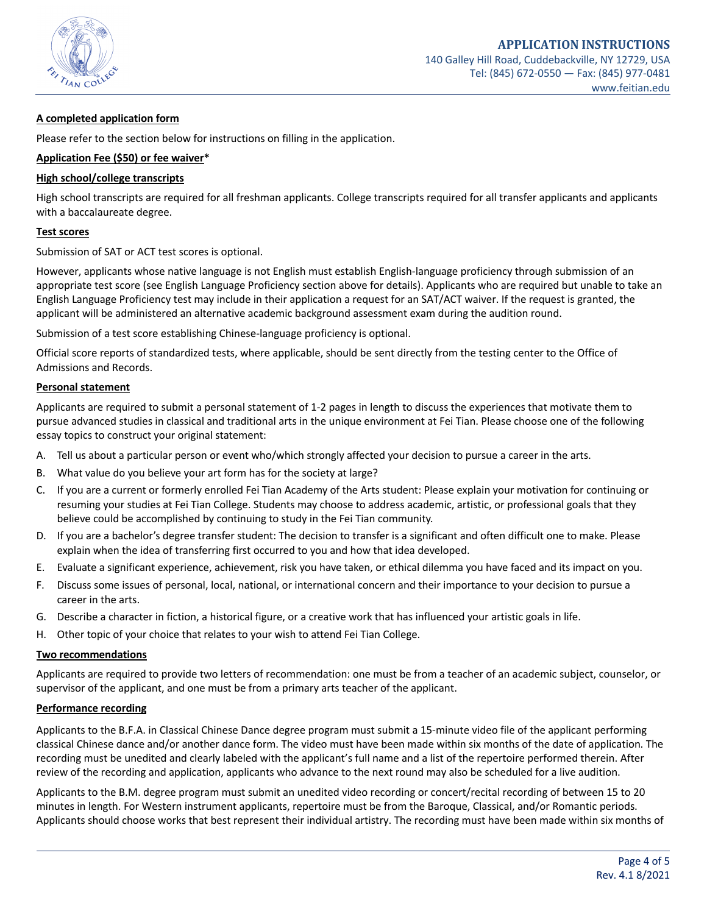**A completed application form**

Please refer to the section below for instructions on filling in the application.

**Application Fee ($50) or fee waiver***

**High school/college transcripts**

High school transcripts are required for all freshman applicants. College transcripts required for all transfer applicants and applicants with a baccalaureate degree.

**Test scores**

Submission of SAT or ACT test scores is optional.

However, applicants whose native language is not English must establish English-language proficiency through submission of an appropriate test score (see English Language Proficiency section above for details). Applicants who are required but unable to take an English Language Proficiency test may include in their application a request for an SAT/ACT waiver. If the request is granted, the applicant will be administered an alternative academic background assessment exam during the audition round.

Submission of a test score establishing Chinese-language proficiency is optional.

Official score reports of standardized tests, where applicable, should be sent directly from the testing center to the Office of Admissions and Records.

**Personal statement**

Applicants are required to submit a personal statement of 1-2 pages in length to discuss the experiences that motivate them to pursue advanced studies in classical and traditional arts in the unique environment at Fei Tian. Please choose one of the following essay topics to construct your original statement:

A. Tell us about a particular person or event who/which strongly affected your decision to pursue a career in the arts.
B. What value do you believe your art form has for the society at large?
C. If you are a current or formerly enrolled Fei Tian Academy of the Arts student: Please explain your motivation for continuing or resuming your studies at Fei Tian College. Students may choose to address academic, artistic, or professional goals that they believe could be accomplished by continuing to study in the Fei Tian community.
D. If you are a bachelor's degree transfer student: The decision to transfer is a significant and often difficult one to make. Please explain when the idea of transferring first occurred to you and how that idea developed.
E. Evaluate a significant experience, achievement, risk you have taken, or ethical dilemma you have faced and its impact on you.
F. Discuss some issues of personal, local, national, or international concern and their importance to your decision to pursue a career in the arts.
G. Describe a character in fiction, a historical figure, or a creative work that has influenced your artistic goals in life.
H. Other topic of your choice that relates to your wish to attend Fei Tian College.

**Two recommendations**

Applicants are required to provide two letters of recommendation: one must be from a teacher of an academic subject, counselor, or supervisor of the applicant, and one must be from a primary arts teacher of the applicant.

**Performance recording**

Applicants to the B.F.A. in Classical Chinese Dance degree program must submit a 15-minute video file of the applicant performing classical Chinese dance and/or another dance form. The video must have been made within six months of the date of application. The recording must be unedited and clearly labeled with the applicant's full name and a list of the repertoire performed therein. After review of the recording and application, applicants who advance to the next round may also be scheduled for a live audition.

Applicants to the B.M. degree program must submit an unedited video recording or concert/recital recording of between 15 to 20 minutes in length. For Western instrument applicants, repertoire must be from the Baroque, Classical, and/or Romantic periods. Applicants should choose works that best represent their individual artistry. The recording must have been made within six months of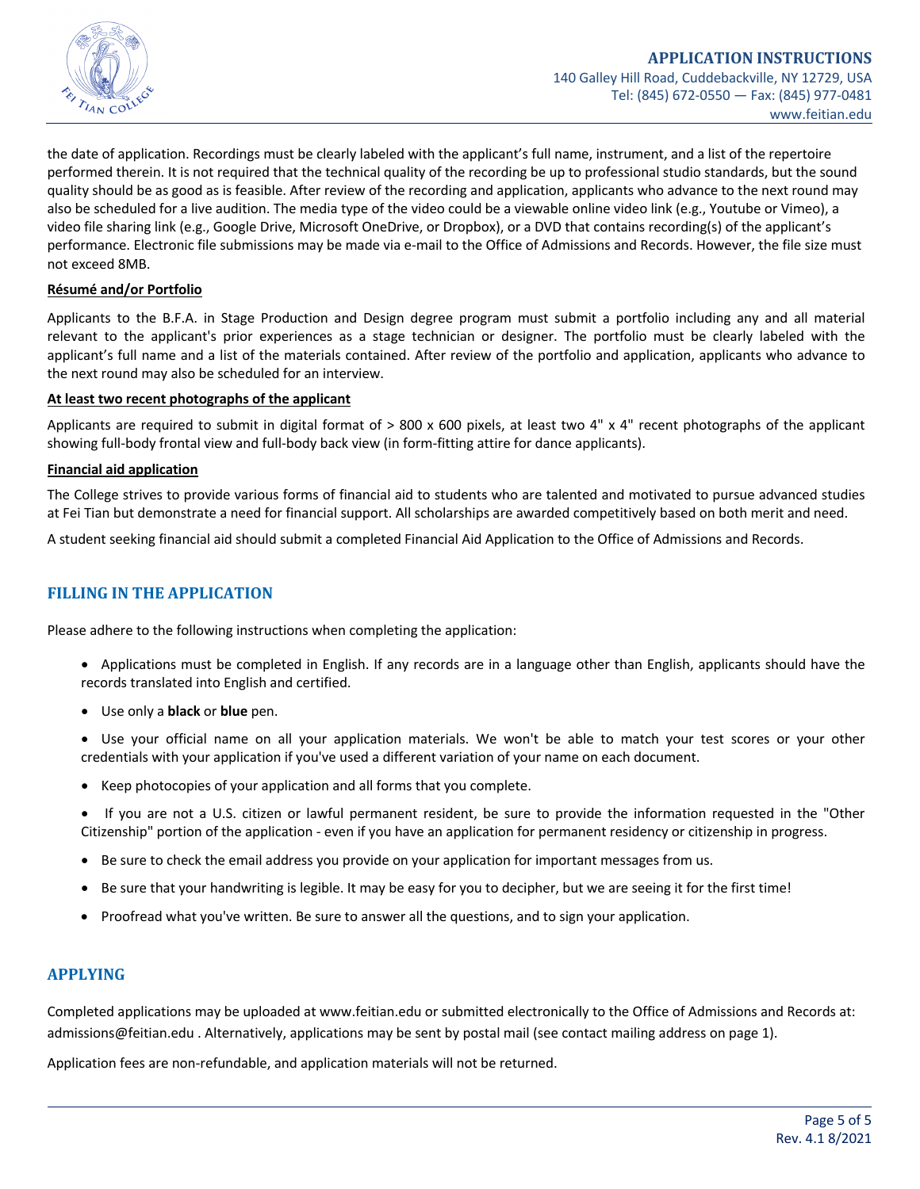the date of application. Recordings must be clearly labeled with the applicant's full name, instrument, and a list of the repertoire performed therein. It is not required that the technical quality of the recording be up to professional studio standards, but the sound quality should be as good as is feasible. After review of the recording and application, applicants who advance to the next round may also be scheduled for a live audition. The media type of the video could be a viewable online video link (e.g., Youtube or Vimeo), a video file sharing link (e.g., Google Drive, Microsoft OneDrive, or Dropbox), or a DVD that contains recording(s) of the applicant's performance. Electronic file submissions may be made via e-mail to the Office of Admissions and Records. However, the file size must not exceed 8MB.

**Résumé and/or Portfolio**

Applicants to the B.F.A. in Stage Production and Design degree program must submit a portfolio including any and all material relevant to the applicant's prior experiences as a stage technician or designer. The portfolio must be clearly labeled with the applicant's full name and a list of the materials contained. After review of the portfolio and application, applicants who advance to the next round may also be scheduled for an interview.

**At least two recent photographs of the applicant**

Applicants are required to submit in digital format of > 800 x 600 pixels, at least two 4" x 4" recent photographs of the applicant showing full-body frontal view and full-body back view (in form-fitting attire for dance applicants).

**Financial aid application**

The College strives to provide various forms of financial aid to students who are talented and motivated to pursue advanced studies at Fei Tian but demonstrate a need for financial support. All scholarships are awarded competitively based on both merit and need.

A student seeking financial aid should submit a completed Financial Aid Application to the Office of Admissions and Records.

## FILLING IN THE APPLICATION

Please adhere to the following instructions when completing the application:

- Applications must be completed in English. If any records are in a language other than English, applicants should have the records translated into English and certified.
- Use only a **black** or **blue** pen.
- Use your official name on all your application materials. We won't be able to match your test scores or your other credentials with your application if you've used a different variation of your name on each document.
- Keep photocopies of your application and all forms that you complete.
- If you are not a U.S. citizen or lawful permanent resident, be sure to provide the information requested in the "Other Citizenship" portion of the application - even if you have an application for permanent residency or citizenship in progress.
- Be sure to check the email address you provide on your application for important messages from us.
- Be sure that your handwriting is legible. It may be easy for you to decipher, but we are seeing it for the first time!
- Proofread what you've written. Be sure to answer all the questions, and to sign your application.

## APPLYING

Completed applications may be uploaded at www.feitian.edu or submitted electronically to the Office of Admissions and Records at: admissions@feitian.edu . Alternatively, applications may be sent by postal mail (see contact mailing address on page 1).

Application fees are non-refundable, and application materials will not be returned.